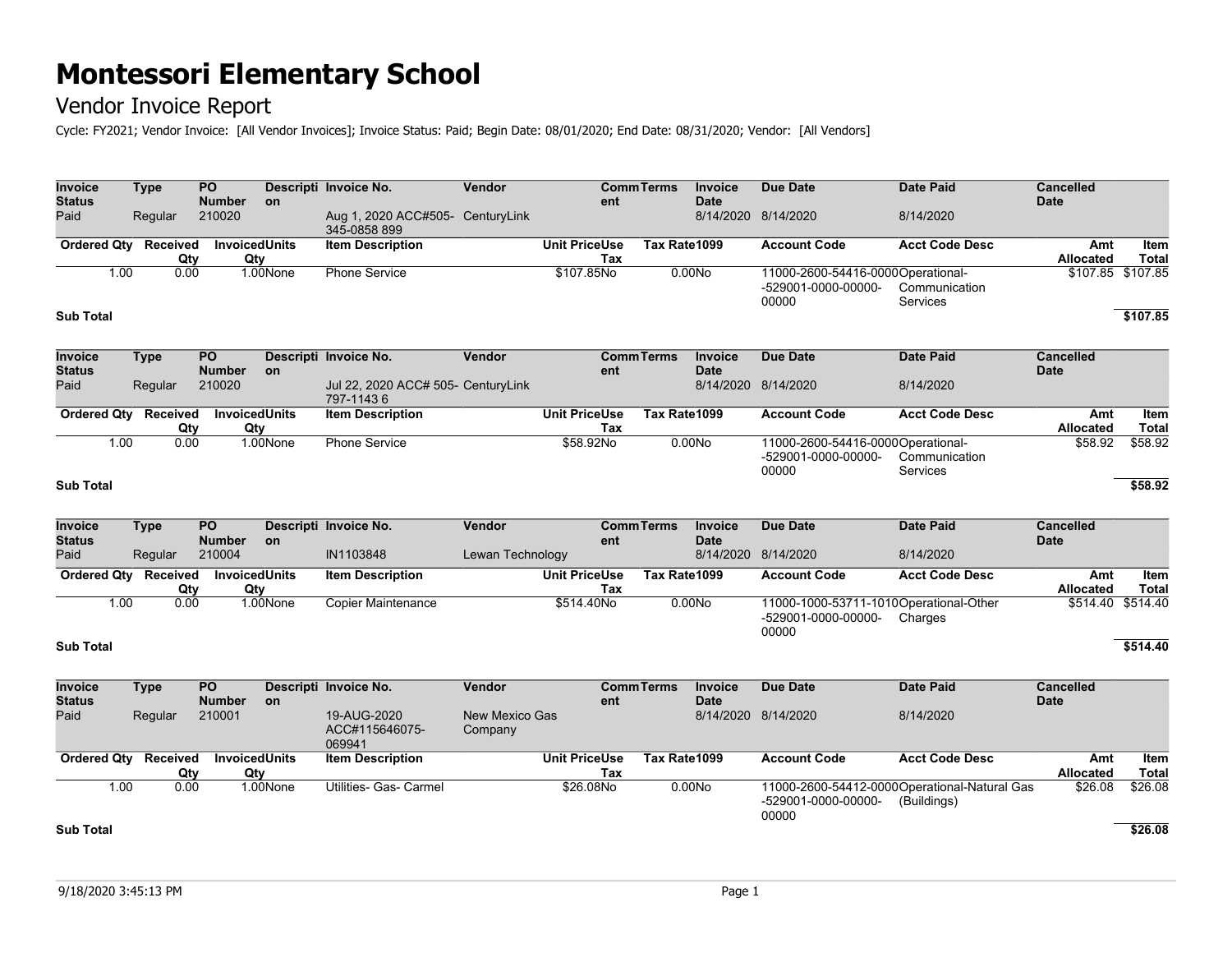# Montessori Elementary School

## Vendor Invoice Report

Cycle: FY2021; Vendor Invoice: [All Vendor Invoices]; Invoice Status: Paid; Begin Date: 08/01/2020; End Date: 08/31/2020; Vendor: [All Vendors]

| Invoice Status | Type | PO Number | Description | Invoice No. | Vendor | Comment | Terms | Invoice Date | Due Date | Date Paid | Cancelled Date |
|---|---|---|---|---|---|---|---|---|---|---|---|
| Paid | Regular | 210020 | | Aug 1, 2020 ACC#505-345-0858 899 | CenturyLink | | | 8/14/2020 | 8/14/2020 | 8/14/2020 | |

| Ordered Qty | Received Qty | Invoiced Qty | Units | Item Description | Unit Price | Use Tax | Tax Rate | 1099 | Account Code | Acct Code Desc | Amt Allocated | Item Total |
|---|---|---|---|---|---|---|---|---|---|---|---|---|
| 1.00 | 0.00 | 1.00 | None | Phone Service | $107.85 | No | 0.00 | No | 11000-2600-54416-0000-529001-0000-00000-00000 | Operational-Communication Services | $107.85 | $107.85 |
| **Sub Total** | | | | | | | | | | | | **$107.85** |

| Invoice Status | Type | PO Number | Description | Invoice No. | Vendor | Comment | Terms | Invoice Date | Due Date | Date Paid | Cancelled Date |
|---|---|---|---|---|---|---|---|---|---|---|---|
| Paid | Regular | 210020 | | Jul 22, 2020 ACC# 505-797-1143 6 | CenturyLink | | | 8/14/2020 | 8/14/2020 | 8/14/2020 | |

| Ordered Qty | Received Qty | Invoiced Qty | Units | Item Description | Unit Price | Use Tax | Tax Rate | 1099 | Account Code | Acct Code Desc | Amt Allocated | Item Total |
|---|---|---|---|---|---|---|---|---|---|---|---|---|
| 1.00 | 0.00 | 1.00 | None | Phone Service | $58.92 | No | 0.00 | No | 11000-2600-54416-0000-529001-0000-00000-00000 | Operational-Communication Services | $58.92 | $58.92 |
| **Sub Total** | | | | | | | | | | | | **$58.92** |

| Invoice Status | Type | PO Number | Description | Invoice No. | Vendor | Comment | Terms | Invoice Date | Due Date | Date Paid | Cancelled Date |
|---|---|---|---|---|---|---|---|---|---|---|---|
| Paid | Regular | 210004 | | IN1103848 | Lewan Technology | | | 8/14/2020 | 8/14/2020 | 8/14/2020 | |

| Ordered Qty | Received Qty | Invoiced Qty | Units | Item Description | Unit Price | Use Tax | Tax Rate | 1099 | Account Code | Acct Code Desc | Amt Allocated | Item Total |
|---|---|---|---|---|---|---|---|---|---|---|---|---|
| 1.00 | 0.00 | 1.00 | None | Copier Maintenance | $514.40 | No | 0.00 | No | 11000-1000-53711-1010-529001-0000-00000-00000 | Operational-Other Charges | $514.40 | $514.40 |
| **Sub Total** | | | | | | | | | | | | **$514.40** |

| Invoice Status | Type | PO Number | Description | Invoice No. | Vendor | Comment | Terms | Invoice Date | Due Date | Date Paid | Cancelled Date |
|---|---|---|---|---|---|---|---|---|---|---|---|
| Paid | Regular | 210001 | | 19-AUG-2020 ACC#115646075-069941 | New Mexico Gas Company | | | 8/14/2020 | 8/14/2020 | 8/14/2020 | |

| Ordered Qty | Received Qty | Invoiced Qty | Units | Item Description | Unit Price | Use Tax | Tax Rate | 1099 | Account Code | Acct Code Desc | Amt Allocated | Item Total |
|---|---|---|---|---|---|---|---|---|---|---|---|---|
| 1.00 | 0.00 | 1.00 | None | Utilities- Gas- Carmel | $26.08 | No | 0.00 | No | 11000-2600-54412-0000-529001-0000-00000-00000 | Operational-Natural Gas (Buildings) | $26.08 | $26.08 |
| **Sub Total** | | | | | | | | | | | | **$26.08** |

9/18/2020 3:45:13 PM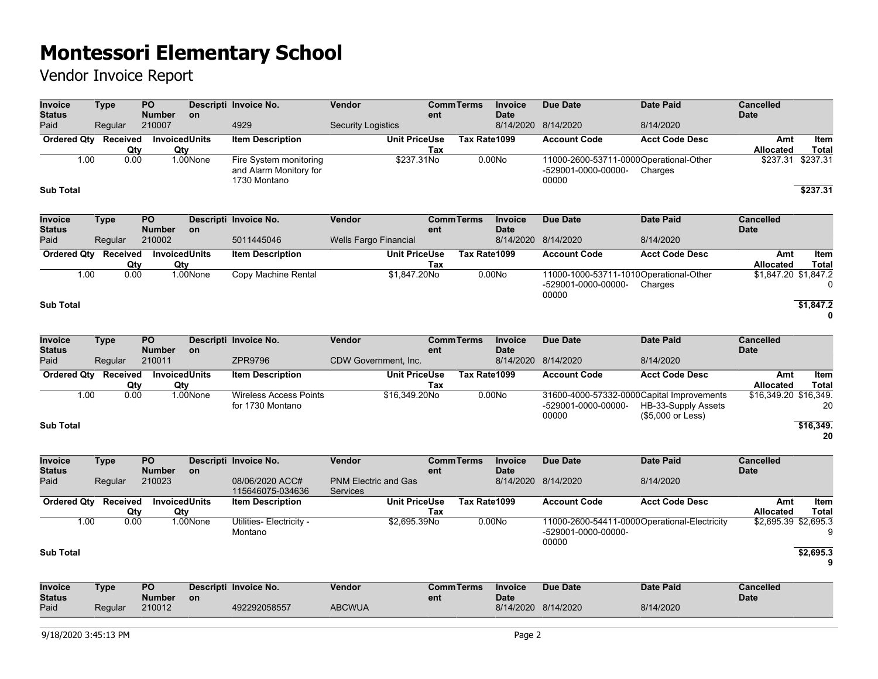# Montessori Elementary School

## Vendor Invoice Report

| Invoice Status | Type | PO Number | Description | Invoice No. | Vendor | Comment | Terms | Invoice Date | Due Date | Date Paid | Cancelled Date |
|---|---|---|---|---|---|---|---|---|---|---|---|
| Paid | Regular | 210007 | | 4929 | Security Logistics | | | 8/14/2020 | 8/14/2020 | 8/14/2020 | |

| Ordered Qty | Received Qty | Invoiced Qty | Units | Item Description | Unit Price | Use Tax | Tax Rate | 1099 | Account Code | Acct Code Desc | Amt Allocated | Item Total |
|---|---|---|---|---|---|---|---|---|---|---|---|---|
| 1.00 | 0.00 | 1.00 | None | Fire System monitoring and Alarm Monitor for 1730 Montano | $237.31 | No | 0.00 | No | 11000-2600-53711-0000-529001-0000-00000-00000 | Operational-Other Charges | $237.31 | $237.31 |

**Sub Total** **$237.31**

| Invoice Status | Type | PO Number | Description | Invoice No. | Vendor | Comment | Terms | Invoice Date | Due Date | Date Paid | Cancelled Date |
|---|---|---|---|---|---|---|---|---|---|---|---|
| Paid | Regular | 210002 | | 5011445046 | Wells Fargo Financial | | | 8/14/2020 | 8/14/2020 | 8/14/2020 | |

| Ordered Qty | Received Qty | Invoiced Qty | Units | Item Description | Unit Price | Use Tax | Tax Rate | 1099 | Account Code | Acct Code Desc | Amt Allocated | Item Total |
|---|---|---|---|---|---|---|---|---|---|---|---|---|
| 1.00 | 0.00 | 1.00 | None | Copy Machine Rental | $1,847.20 | No | 0.00 | No | 11000-1000-53711-1010-529001-0000-00000-00000 | Operational-Other Charges | $1,847.20 | $1,847.20 |

**Sub Total** **$1,847.20**

| Invoice Status | Type | PO Number | Description | Invoice No. | Vendor | Comment | Terms | Invoice Date | Due Date | Date Paid | Cancelled Date |
|---|---|---|---|---|---|---|---|---|---|---|---|
| Paid | Regular | 210011 | | ZPR9796 | CDW Government, Inc. | | | 8/14/2020 | 8/14/2020 | 8/14/2020 | |

| Ordered Qty | Received Qty | Invoiced Qty | Units | Item Description | Unit Price | Use Tax | Tax Rate | 1099 | Account Code | Acct Code Desc | Amt Allocated | Item Total |
|---|---|---|---|---|---|---|---|---|---|---|---|---|
| 1.00 | 0.00 | 1.00 | None | Wireless Access Points for 1730 Montano | $16,349.20 | No | 0.00 | No | 31600-4000-57332-0000-529001-0000-00000-00000 | Capital Improvements HB-33-Supply Assets ($5,000 or Less) | $16,349.20 | $16,349.20 |

**Sub Total** **$16,349.20**

| Invoice Status | Type | PO Number | Description | Invoice No. | Vendor | Comment | Terms | Invoice Date | Due Date | Date Paid | Cancelled Date |
|---|---|---|---|---|---|---|---|---|---|---|---|
| Paid | Regular | 210023 | | 08/06/2020 ACC# 115646075-034636 | PNM Electric and Gas Services | | | 8/14/2020 | 8/14/2020 | 8/14/2020 | |

| Ordered Qty | Received Qty | Invoiced Qty | Units | Item Description | Unit Price | Use Tax | Tax Rate | 1099 | Account Code | Acct Code Desc | Amt Allocated | Item Total |
|---|---|---|---|---|---|---|---|---|---|---|---|---|
| 1.00 | 0.00 | 1.00 | None | Utilities- Electricity - Montano | $2,695.39 | No | 0.00 | No | 11000-2600-54411-0000-529001-0000-00000-00000 | Operational-Electricity | $2,695.39 | $2,695.39 |

**Sub Total** **$2,695.39**

| Invoice Status | Type | PO Number | Description | Invoice No. | Vendor | Comment | Terms | Invoice Date | Due Date | Date Paid | Cancelled Date |
|---|---|---|---|---|---|---|---|---|---|---|---|
| Paid | Regular | 210012 | | 492292058557 | ABCWUA | | | 8/14/2020 | 8/14/2020 | 8/14/2020 | |

9/18/2020 3:45:13 PM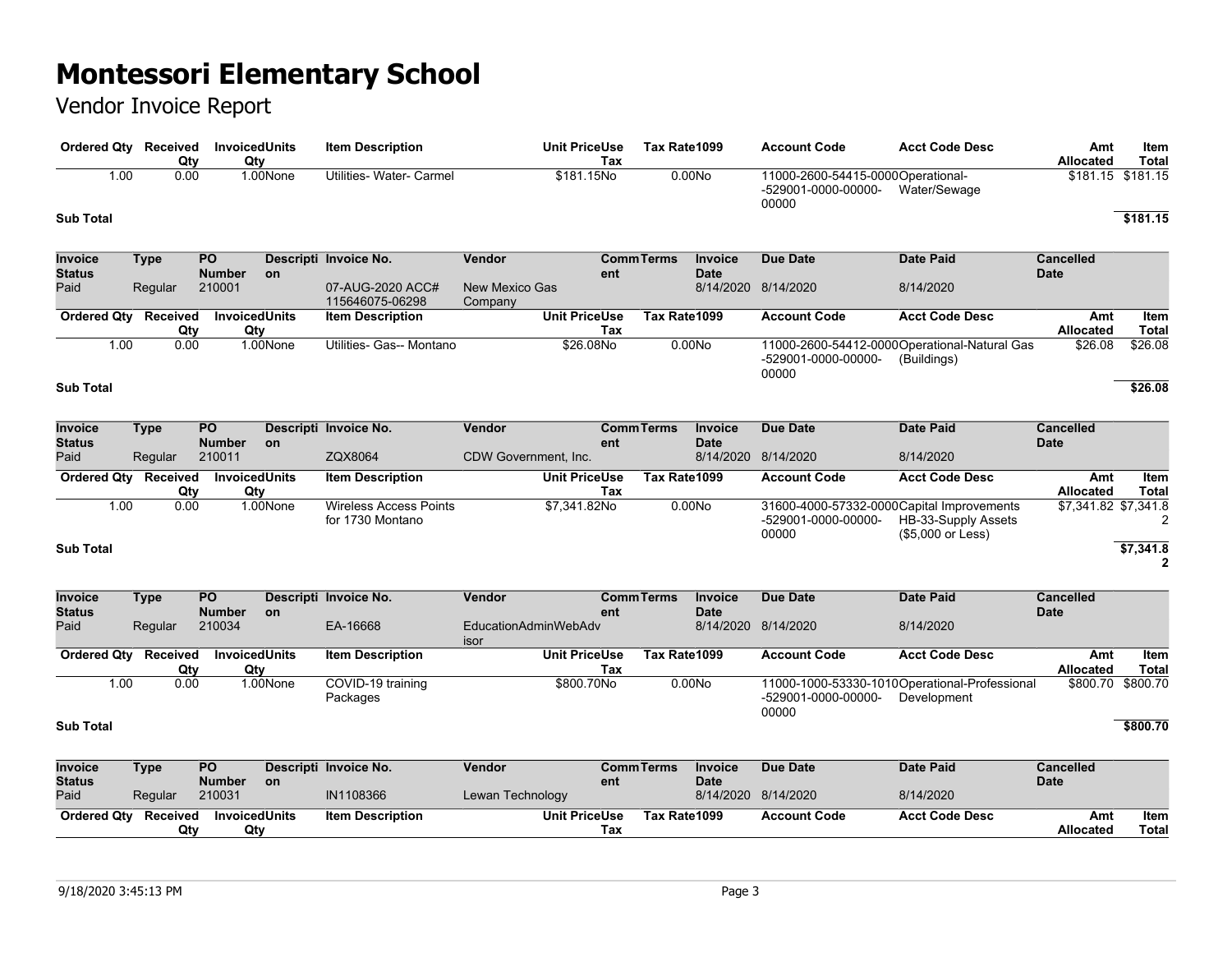# Montessori Elementary School

## Vendor Invoice Report

| Ordered Qty | Received Qty | Invoiced Qty | Units | Item Description | Unit Price | Use Tax | Tax Rate | 1099 | Account Code | Acct Code Desc | Amt Allocated | Item Total |
|---|---|---|---|---|---|---|---|---|---|---|---|---|
| 1.00 | 0.00 | 1.00 | None | Utilities- Water- Carmel | $181.15 | No | 0.00 | No | 11000-2600-54415-0000-529001-0000-00000-00000 | Operational-Water/Sewage | $181.15 | $181.15 |

**Sub Total** **$181.15**

| Invoice Status | Type | PO Number | Description | Invoice No. | Vendor | Comment | Terms | Invoice Date | Due Date | Date Paid | Cancelled Date |
|---|---|---|---|---|---|---|---|---|---|---|---|
| Paid | Regular | 210001 | | 07-AUG-2020 ACC# 115646075-06298 | New Mexico Gas Company | | | 8/14/2020 | 8/14/2020 | 8/14/2020 | |

| Ordered Qty | Received Qty | Invoiced Qty | Units | Item Description | Unit Price | Use Tax | Tax Rate | 1099 | Account Code | Acct Code Desc | Amt Allocated | Item Total |
|---|---|---|---|---|---|---|---|---|---|---|---|---|
| 1.00 | 0.00 | 1.00 | None | Utilities- Gas-- Montano | $26.08 | No | 0.00 | No | 11000-2600-54412-0000-529001-0000-00000-00000 | Operational-Natural Gas (Buildings) | $26.08 | $26.08 |

**Sub Total** **$26.08**

| Invoice Status | Type | PO Number | Description | Invoice No. | Vendor | Comment | Terms | Invoice Date | Due Date | Date Paid | Cancelled Date |
|---|---|---|---|---|---|---|---|---|---|---|---|
| Paid | Regular | 210011 | | ZQX8064 | CDW Government, Inc. | | | 8/14/2020 | 8/14/2020 | 8/14/2020 | |

| Ordered Qty | Received Qty | Invoiced Qty | Units | Item Description | Unit Price | Use Tax | Tax Rate | 1099 | Account Code | Acct Code Desc | Amt Allocated | Item Total |
|---|---|---|---|---|---|---|---|---|---|---|---|---|
| 1.00 | 0.00 | 1.00 | None | Wireless Access Points for 1730 Montano | $7,341.82 | No | 0.00 | No | 31600-4000-57332-0000-529001-0000-00000-00000 | Capital Improvements HB-33-Supply Assets ($5,000 or Less) | $7,341.82 | $7,341.82 |

**Sub Total** **$7,341.82**

| Invoice Status | Type | PO Number | Description | Invoice No. | Vendor | Comment | Terms | Invoice Date | Due Date | Date Paid | Cancelled Date |
|---|---|---|---|---|---|---|---|---|---|---|---|
| Paid | Regular | 210034 | | EA-16668 | EducationAdminWebAdvisor | | | 8/14/2020 | 8/14/2020 | 8/14/2020 | |

| Ordered Qty | Received Qty | Invoiced Qty | Units | Item Description | Unit Price | Use Tax | Tax Rate | 1099 | Account Code | Acct Code Desc | Amt Allocated | Item Total |
|---|---|---|---|---|---|---|---|---|---|---|---|---|
| 1.00 | 0.00 | 1.00 | None | COVID-19 training Packages | $800.70 | No | 0.00 | No | 11000-1000-53330-1010-529001-0000-00000-00000 | Operational-Professional Development | $800.70 | $800.70 |

**Sub Total** **$800.70**

| Invoice Status | Type | PO Number | Description | Invoice No. | Vendor | Comment | Terms | Invoice Date | Due Date | Date Paid | Cancelled Date |
|---|---|---|---|---|---|---|---|---|---|---|---|
| Paid | Regular | 210031 | | IN1108366 | Lewan Technology | | | 8/14/2020 | 8/14/2020 | 8/14/2020 | |

| Ordered Qty | Received Qty | Invoiced Qty | Units | Item Description | Unit Price | Use Tax | Tax Rate | 1099 | Account Code | Acct Code Desc | Amt Allocated | Item Total |
|---|---|---|---|---|---|---|---|---|---|---|---|---|

9/18/2020 3:45:13 PM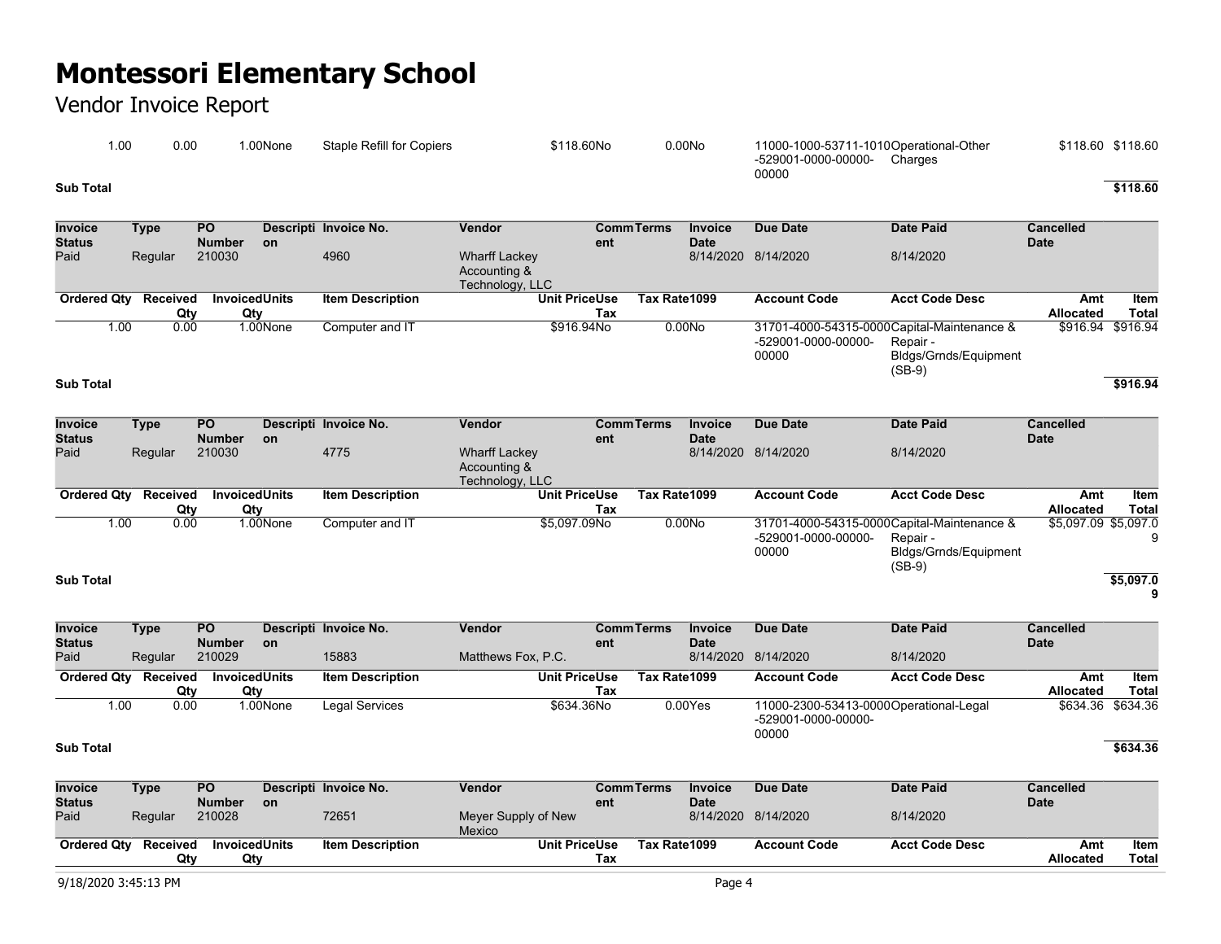# Montessori Elementary School

Vendor Invoice Report

| Ordered Qty | Received Qty | Invoiced Qty | Units | Item Description | Unit Price | Use Tax | Tax Rate | 1099 | Account Code | Acct Code Desc | Amt Allocated | Item Total |
|---|---|---|---|---|---|---|---|---|---|---|---|---|
| 1.00 | 0.00 | 1.00 | None | Staple Refill for Copiers | $118.60 | No | 0.00 | No | 11000-1000-53711-1010-529001-0000-00000-00000 | Operational-Other Charges | $118.60 | $118.60 |

**Sub Total** **$118.60**

| Invoice Status | Type | PO Number | Description | Invoice No. | Vendor | Comment | Terms | Invoice Date | Due Date | Date Paid | Cancelled Date |
|---|---|---|---|---|---|---|---|---|---|---|---|
| Paid | Regular | 210030 | | 4960 | Wharff Lackey Accounting & Technology, LLC | | | 8/14/2020 | 8/14/2020 | 8/14/2020 | |

| Ordered Qty | Received Qty | Invoiced Qty | Units | Item Description | Unit Price | Use Tax | Tax Rate | 1099 | Account Code | Acct Code Desc | Amt Allocated | Item Total |
|---|---|---|---|---|---|---|---|---|---|---|---|---|
| 1.00 | 0.00 | 1.00 | None | Computer and IT | $916.94 | No | 0.00 | No | 31701-4000-54315-0000-529001-0000-00000-00000 | Capital-Maintenance & Repair - Bldgs/Grnds/Equipment (SB-9) | $916.94 | $916.94 |

**Sub Total** **$916.94**

| Invoice Status | Type | PO Number | Description | Invoice No. | Vendor | Comment | Terms | Invoice Date | Due Date | Date Paid | Cancelled Date |
|---|---|---|---|---|---|---|---|---|---|---|---|
| Paid | Regular | 210030 | | 4775 | Wharff Lackey Accounting & Technology, LLC | | | 8/14/2020 | 8/14/2020 | 8/14/2020 | |

| Ordered Qty | Received Qty | Invoiced Qty | Units | Item Description | Unit Price | Use Tax | Tax Rate | 1099 | Account Code | Acct Code Desc | Amt Allocated | Item Total |
|---|---|---|---|---|---|---|---|---|---|---|---|---|
| 1.00 | 0.00 | 1.00 | None | Computer and IT | $5,097.09 | No | 0.00 | No | 31701-4000-54315-0000-529001-0000-00000-00000 | Capital-Maintenance & Repair - Bldgs/Grnds/Equipment (SB-9) | $5,097.09 | $5,097.09 |

**Sub Total** **$5,097.09**

| Invoice Status | Type | PO Number | Description | Invoice No. | Vendor | Comment | Terms | Invoice Date | Due Date | Date Paid | Cancelled Date |
|---|---|---|---|---|---|---|---|---|---|---|---|
| Paid | Regular | 210029 | | 15883 | Matthews Fox, P.C. | | | 8/14/2020 | 8/14/2020 | 8/14/2020 | |

| Ordered Qty | Received Qty | Invoiced Qty | Units | Item Description | Unit Price | Use Tax | Tax Rate | 1099 | Account Code | Acct Code Desc | Amt Allocated | Item Total |
|---|---|---|---|---|---|---|---|---|---|---|---|---|
| 1.00 | 0.00 | 1.00 | None | Legal Services | $634.36 | No | 0.00 | Yes | 11000-2300-53413-0000-529001-0000-00000-00000 | Operational-Legal | $634.36 | $634.36 |

**Sub Total** **$634.36**

| Invoice Status | Type | PO Number | Description | Invoice No. | Vendor | Comment | Terms | Invoice Date | Due Date | Date Paid | Cancelled Date |
|---|---|---|---|---|---|---|---|---|---|---|---|
| Paid | Regular | 210028 | | 72651 | Meyer Supply of New Mexico | | | 8/14/2020 | 8/14/2020 | 8/14/2020 | |

| Ordered Qty | Received Qty | Invoiced Qty | Units | Item Description | Unit Price | Use Tax | Tax Rate | 1099 | Account Code | Acct Code Desc | Amt Allocated | Item Total |
|---|---|---|---|---|---|---|---|---|---|---|---|---|

9/18/2020 3:45:13 PM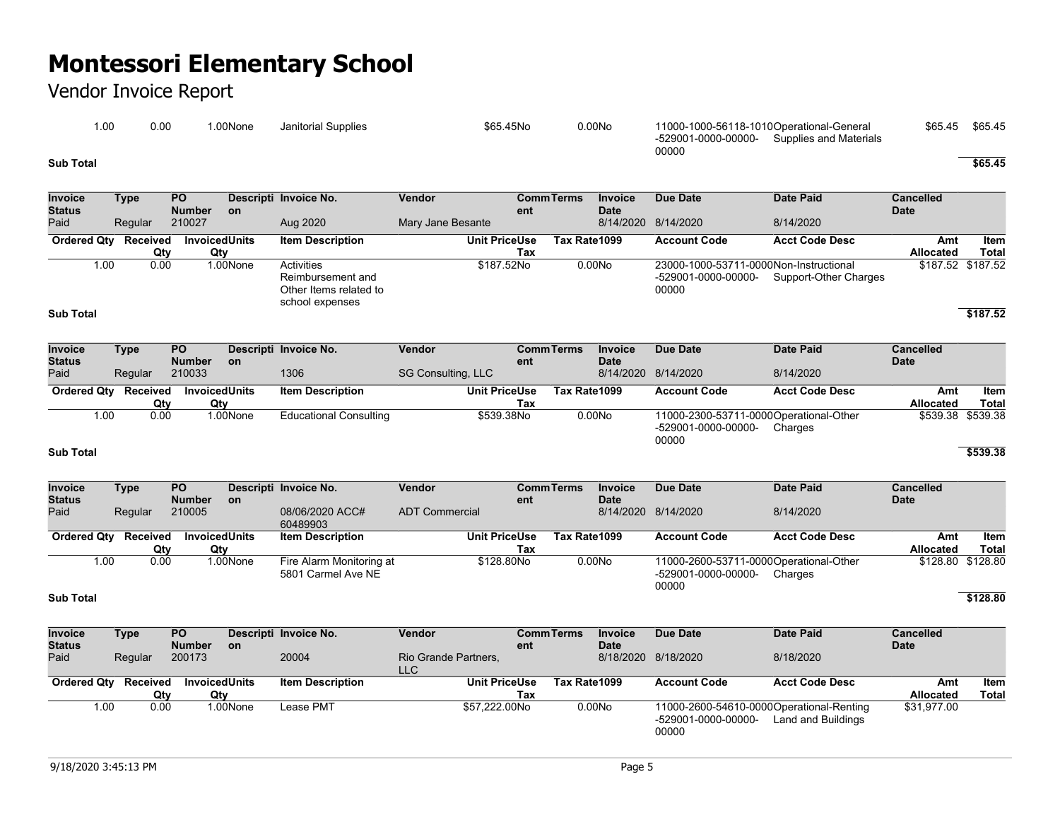# Montessori Elementary School

## Vendor Invoice Report

| Ordered Qty | Received Qty | Invoiced Qty | Units | Item Description | Unit Price | Use Tax | Tax Rate | 1099 | Account Code | Acct Code Desc | Amt Allocated | Item Total |
|---|---|---|---|---|---|---|---|---|---|---|---|---|
| 1.00 | 0.00 | 1.00 | None | Janitorial Supplies | $65.45 | No | 0.00 | No | 11000-1000-56118-1010-529001-0000-00000-00000 | Operational-General Supplies and Materials | $65.45 | $65.45 |

**Sub Total** **$65.45**

| Invoice Status | Type | PO Number | Description | Invoice No. | Vendor | Comment | Terms | Invoice Date | Due Date | Date Paid | Cancelled Date |
|---|---|---|---|---|---|---|---|---|---|---|---|
| Paid | Regular | 210027 | | Aug 2020 | Mary Jane Besante | | | 8/14/2020 | 8/14/2020 | 8/14/2020 | |

| Ordered Qty | Received Qty | Invoiced Qty | Units | Item Description | Unit Price | Use Tax | Tax Rate | 1099 | Account Code | Acct Code Desc | Amt Allocated | Item Total |
|---|---|---|---|---|---|---|---|---|---|---|---|---|
| 1.00 | 0.00 | 1.00 | None | Activities Reimbursement and Other Items related to school expenses | $187.52 | No | 0.00 | No | 23000-1000-53711-0000-529001-0000-00000-00000 | Non-Instructional Support-Other Charges | $187.52 | $187.52 |

**Sub Total** **$187.52**

| Invoice Status | Type | PO Number | Description | Invoice No. | Vendor | Comment | Terms | Invoice Date | Due Date | Date Paid | Cancelled Date |
|---|---|---|---|---|---|---|---|---|---|---|---|
| Paid | Regular | 210033 | | 1306 | SG Consulting, LLC | | | 8/14/2020 | 8/14/2020 | 8/14/2020 | |

| Ordered Qty | Received Qty | Invoiced Qty | Units | Item Description | Unit Price | Use Tax | Tax Rate | 1099 | Account Code | Acct Code Desc | Amt Allocated | Item Total |
|---|---|---|---|---|---|---|---|---|---|---|---|---|
| 1.00 | 0.00 | 1.00 | None | Educational Consulting | $539.38 | No | 0.00 | No | 11000-2300-53711-0000-529001-0000-00000-00000 | Operational-Other Charges | $539.38 | $539.38 |

**Sub Total** **$539.38**

| Invoice Status | Type | PO Number | Description | Invoice No. | Vendor | Comment | Terms | Invoice Date | Due Date | Date Paid | Cancelled Date |
|---|---|---|---|---|---|---|---|---|---|---|---|
| Paid | Regular | 210005 | | 08/06/2020 ACC# 60489903 | ADT Commercial | | | 8/14/2020 | 8/14/2020 | 8/14/2020 | |

| Ordered Qty | Received Qty | Invoiced Qty | Units | Item Description | Unit Price | Use Tax | Tax Rate | 1099 | Account Code | Acct Code Desc | Amt Allocated | Item Total |
|---|---|---|---|---|---|---|---|---|---|---|---|---|
| 1.00 | 0.00 | 1.00 | None | Fire Alarm Monitoring at 5801 Carmel Ave NE | $128.80 | No | 0.00 | No | 11000-2600-53711-0000-529001-0000-00000-00000 | Operational-Other Charges | $128.80 | $128.80 |

**Sub Total** **$128.80**

| Invoice Status | Type | PO Number | Description | Invoice No. | Vendor | Comment | Terms | Invoice Date | Due Date | Date Paid | Cancelled Date |
|---|---|---|---|---|---|---|---|---|---|---|---|
| Paid | Regular | 200173 | | 20004 | Rio Grande Partners, LLC | | | 8/18/2020 | 8/18/2020 | 8/18/2020 | |

| Ordered Qty | Received Qty | Invoiced Qty | Units | Item Description | Unit Price | Use Tax | Tax Rate | 1099 | Account Code | Acct Code Desc | Amt Allocated | Item Total |
|---|---|---|---|---|---|---|---|---|---|---|---|---|
| 1.00 | 0.00 | 1.00 | None | Lease PMT | $57,222.00 | No | 0.00 | No | 11000-2600-54610-0000-529001-0000-00000-00000 | Operational-Renting Land and Buildings | $31,977.00 | |

9/18/2020 3:45:13 PM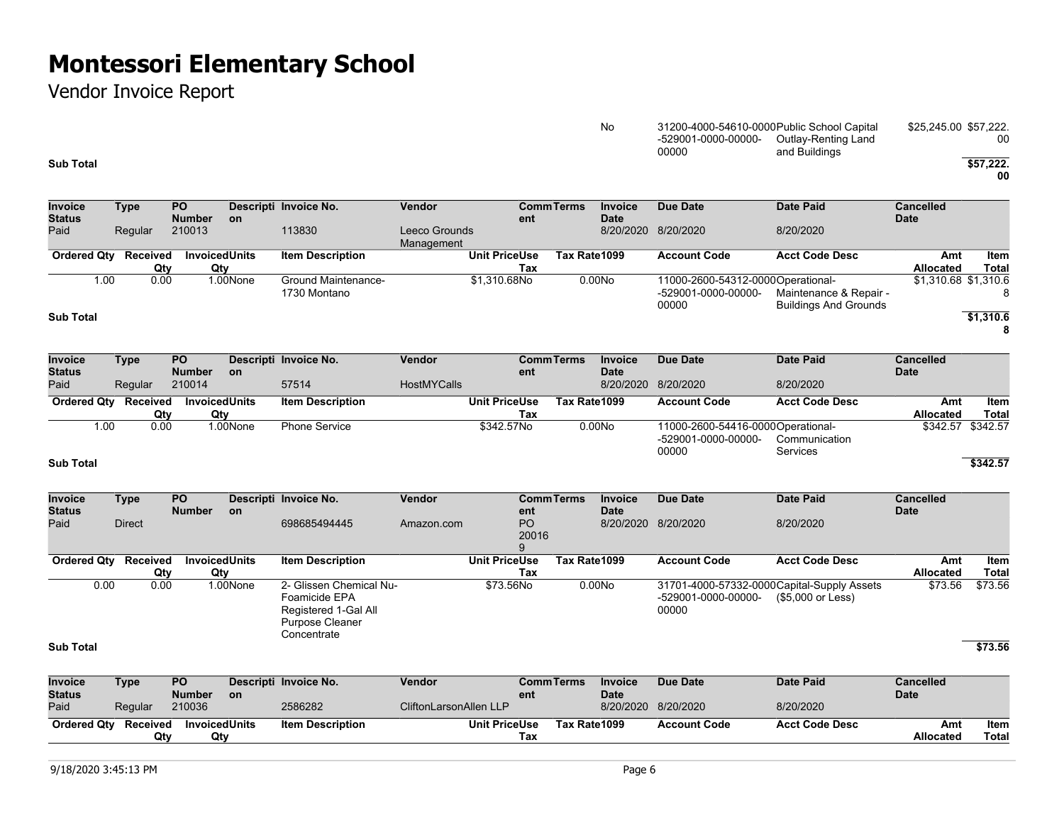# Montessori Elementary School

Vendor Invoice Report

| | | | | | | | | | | |
|---|---|---|---|---|---|---|---|---|---|---|
| | | | | | | No | 31200-4000-54610-0000-529001-0000-00000-00000 | Public School Capital Outlay-Renting Land and Buildings | $25,245.00 | $57,222.00 |

**Sub Total** $57,222.00

| Invoice Status | Type | PO Number | Description | Invoice No. | Vendor | Comment | Terms | Invoice Date | Due Date | Date Paid | Cancelled Date |
|---|---|---|---|---|---|---|---|---|---|---|---|
| Paid | Regular | 210013 | | 113830 | Leeco Grounds Management | | | 8/20/2020 | 8/20/2020 | 8/20/2020 | |

| Ordered Qty | Received Qty | Invoiced Qty | Units | Item Description | Unit Price | Use Tax | Tax Rate | 1099 | Account Code | Acct Code Desc | Amt Allocated | Item Total |
|---|---|---|---|---|---|---|---|---|---|---|---|---|
| 1.00 | 0.00 | 1.00 | None | Ground Maintenance-1730 Montano | $1,310.68 | No | 0.00 | No | 11000-2600-54312-0000-529001-0000-00000-00000 | Operational-Maintenance & Repair - Buildings And Grounds | $1,310.68 | $1,310.68 |

**Sub Total** $1,310.68

| Invoice Status | Type | PO Number | Description | Invoice No. | Vendor | Comment | Terms | Invoice Date | Due Date | Date Paid | Cancelled Date |
|---|---|---|---|---|---|---|---|---|---|---|---|
| Paid | Regular | 210014 | | 57514 | HostMYCalls | | | 8/20/2020 | 8/20/2020 | 8/20/2020 | |

| Ordered Qty | Received Qty | Invoiced Qty | Units | Item Description | Unit Price | Use Tax | Tax Rate | 1099 | Account Code | Acct Code Desc | Amt Allocated | Item Total |
|---|---|---|---|---|---|---|---|---|---|---|---|---|
| 1.00 | 0.00 | 1.00 | None | Phone Service | $342.57 | No | 0.00 | No | 11000-2600-54416-0000-529001-0000-00000-00000 | Operational-Communication Services | $342.57 | $342.57 |

**Sub Total** $342.57

| Invoice Status | Type | PO Number | Description | Invoice No. | Vendor | Comment | Terms | Invoice Date | Due Date | Date Paid | Cancelled Date |
|---|---|---|---|---|---|---|---|---|---|---|---|
| Paid | Direct | | | 698685494445 | Amazon.com | PO 200169 | | 8/20/2020 | 8/20/2020 | 8/20/2020 | |

| Ordered Qty | Received Qty | Invoiced Qty | Units | Item Description | Unit Price | Use Tax | Tax Rate | 1099 | Account Code | Acct Code Desc | Amt Allocated | Item Total |
|---|---|---|---|---|---|---|---|---|---|---|---|---|
| 0.00 | 0.00 | 1.00 | None | 2- Glissen Chemical Nu-Foamicide EPA Registered 1-Gal All Purpose Cleaner Concentrate | $73.56 | No | 0.00 | No | 31701-4000-57332-0000-529001-0000-00000-00000 | Capital-Supply Assets ($5,000 or Less) | $73.56 | $73.56 |

**Sub Total** $73.56

| Invoice Status | Type | PO Number | Description | Invoice No. | Vendor | Comment | Terms | Invoice Date | Due Date | Date Paid | Cancelled Date |
|---|---|---|---|---|---|---|---|---|---|---|---|
| Paid | Regular | 210036 | | 2586282 | CliftonLarsonAllen LLP | | | 8/20/2020 | 8/20/2020 | 8/20/2020 | |

| Ordered Qty | Received Qty | Invoiced Qty | Units | Item Description | Unit Price | Use Tax | Tax Rate | 1099 | Account Code | Acct Code Desc | Amt Allocated | Item Total |
|---|---|---|---|---|---|---|---|---|---|---|---|---|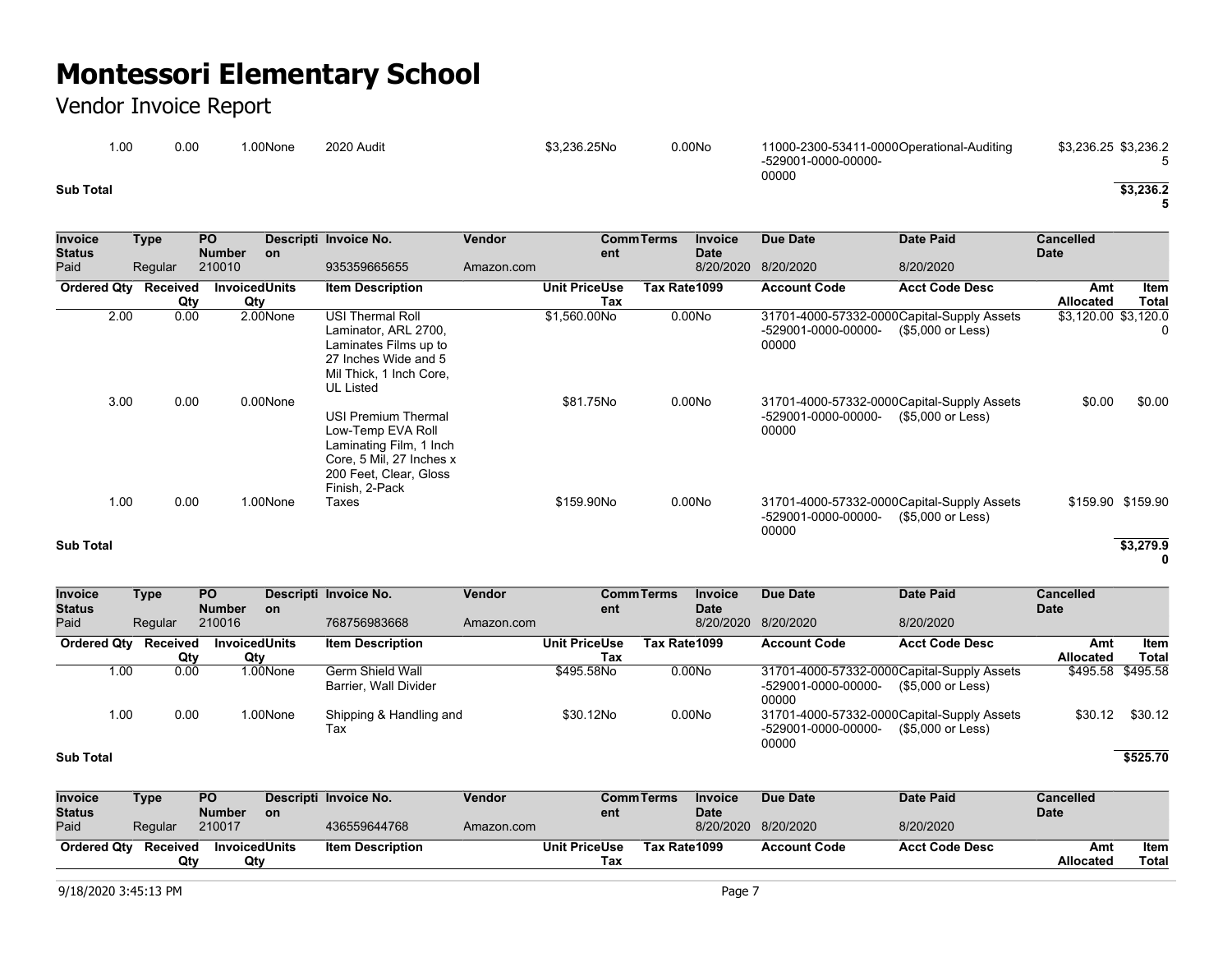# Montessori Elementary School

Vendor Invoice Report

| Ordered Qty | Received Qty | Invoiced Qty | Units | Item Description | Unit Price | Use Tax | Tax Rate | 1099 | Account Code | Acct Code Desc | Amt Allocated | Item Total |
|---|---|---|---|---|---|---|---|---|---|---|---|---|
| 1.00 | 0.00 | 1.00 | None | 2020 Audit | $3,236.25 | No | 0.00 | No | 11000-2300-53411-0000-529001-0000-00000-00000 | Operational-Auditing | $3,236.25 | $3,236.25 |

**Sub Total** $3,236.25

| Invoice Status | Type | PO Number | Description | Invoice No. | Vendor | Comment | Terms | Invoice Date | Due Date | Date Paid | Cancelled Date |
|---|---|---|---|---|---|---|---|---|---|---|---|
| Paid | Regular | 210010 | | 935359665655 | Amazon.com | | | 8/20/2020 | 8/20/2020 | 8/20/2020 | |

| Ordered Qty | Received Qty | Invoiced Qty | Units | Item Description | Unit Price | Use Tax | Tax Rate | 1099 | Account Code | Acct Code Desc | Amt Allocated | Item Total |
|---|---|---|---|---|---|---|---|---|---|---|---|---|
| 2.00 | 0.00 | 2.00 | None | USI Thermal Roll Laminator, ARL 2700, Laminates Films up to 27 Inches Wide and 5 Mil Thick, 1 Inch Core, UL Listed | $1,560.00 | No | 0.00 | No | 31701-4000-57332-0000-529001-0000-00000-00000 | Capital-Supply Assets ($5,000 or Less) | $3,120.00 | $3,120.00 |
| 3.00 | 0.00 | 0.00 | None | USI Premium Thermal Low-Temp EVA Roll Laminating Film, 1 Inch Core, 5 Mil, 27 Inches x 200 Feet, Clear, Gloss Finish, 2-Pack | $81.75 | No | 0.00 | No | 31701-4000-57332-0000-529001-0000-00000-00000 | Capital-Supply Assets ($5,000 or Less) | $0.00 | $0.00 |
| 1.00 | 0.00 | 1.00 | None | Taxes | $159.90 | No | 0.00 | No | 31701-4000-57332-0000-529001-0000-00000-00000 | Capital-Supply Assets ($5,000 or Less) | $159.90 | $159.90 |

**Sub Total** $3,279.90

| Invoice Status | Type | PO Number | Description | Invoice No. | Vendor | Comment | Terms | Invoice Date | Due Date | Date Paid | Cancelled Date |
|---|---|---|---|---|---|---|---|---|---|---|---|
| Paid | Regular | 210016 | | 768756983668 | Amazon.com | | | 8/20/2020 | 8/20/2020 | 8/20/2020 | |

| Ordered Qty | Received Qty | Invoiced Qty | Units | Item Description | Unit Price | Use Tax | Tax Rate | 1099 | Account Code | Acct Code Desc | Amt Allocated | Item Total |
|---|---|---|---|---|---|---|---|---|---|---|---|---|
| 1.00 | 0.00 | 1.00 | None | Germ Shield Wall Barrier, Wall Divider | $495.58 | No | 0.00 | No | 31701-4000-57332-0000-529001-0000-00000-00000 | Capital-Supply Assets ($5,000 or Less) | $495.58 | $495.58 |
| 1.00 | 0.00 | 1.00 | None | Shipping & Handling and Tax | $30.12 | No | 0.00 | No | 31701-4000-57332-0000-529001-0000-00000-00000 | Capital-Supply Assets ($5,000 or Less) | $30.12 | $30.12 |

**Sub Total** $525.70

| Invoice Status | Type | PO Number | Description | Invoice No. | Vendor | Comment | Terms | Invoice Date | Due Date | Date Paid | Cancelled Date |
|---|---|---|---|---|---|---|---|---|---|---|---|
| Paid | Regular | 210017 | | 436559644768 | Amazon.com | | | 8/20/2020 | 8/20/2020 | 8/20/2020 | |

| Ordered Qty | Received Qty | Invoiced Qty | Units | Item Description | Unit Price | Use Tax | Tax Rate | 1099 | Account Code | Acct Code Desc | Amt Allocated | Item Total |
|---|---|---|---|---|---|---|---|---|---|---|---|---|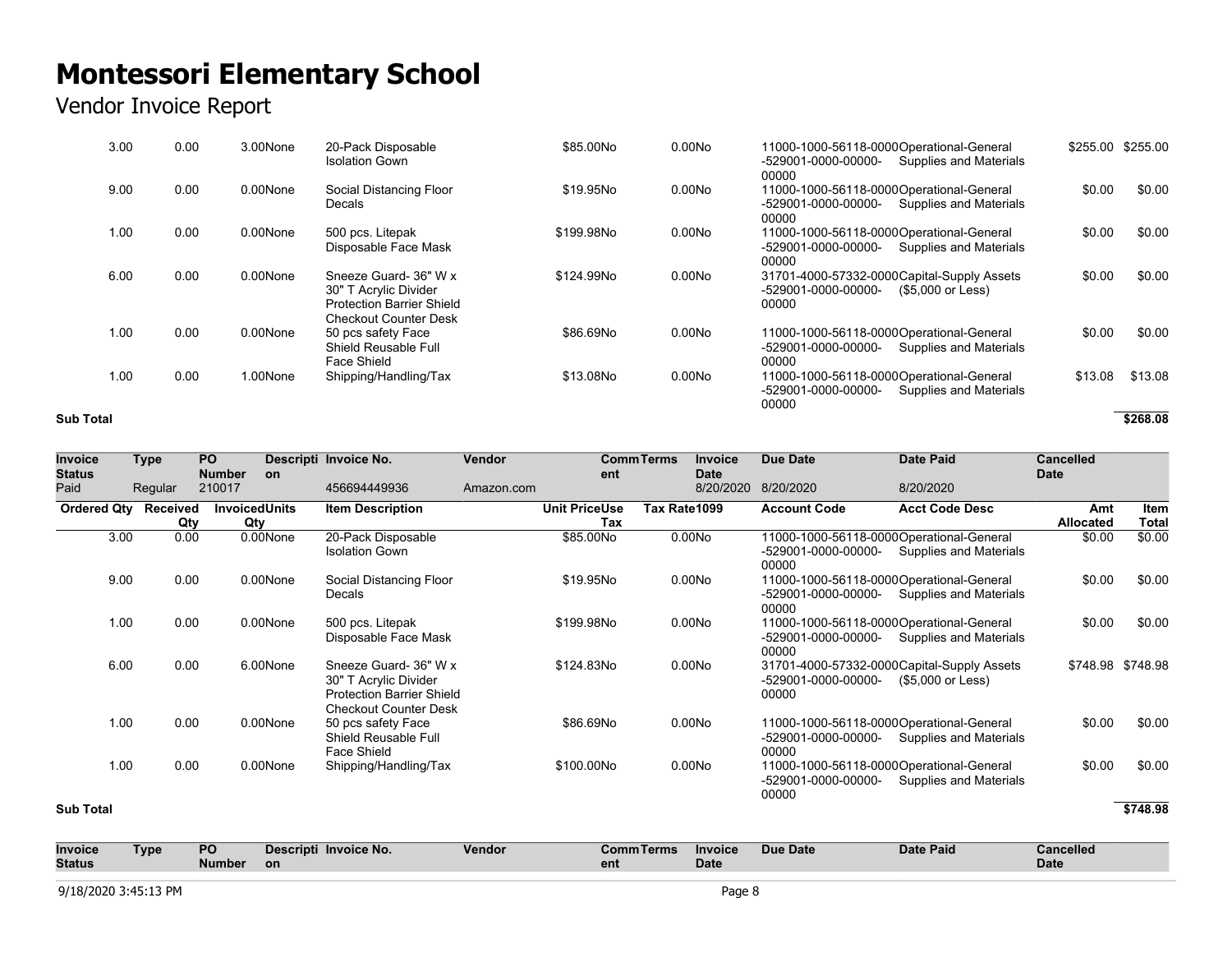# Montessori Elementary School

Vendor Invoice Report

| Ordered Qty | Received Qty | Invoiced Qty | Units | Item Description | Unit Price | Use Tax | Tax Rate | 1099 | Account Code | Acct Code Desc | Amt Allocated | Item Total |
|---|---|---|---|---|---|---|---|---|---|---|---|---|
| 3.00 | 0.00 | 3.00 | None | 20-Pack Disposable Isolation Gown | $85.00 | No | 0.00 | No | 11000-1000-56118-0000-529001-0000-00000-00000 | Operational-General Supplies and Materials | $255.00 | $255.00 |
| 9.00 | 0.00 | 0.00 | None | Social Distancing Floor Decals | $19.95 | No | 0.00 | No | 11000-1000-56118-0000-529001-0000-00000-00000 | Operational-General Supplies and Materials | $0.00 | $0.00 |
| 1.00 | 0.00 | 0.00 | None | 500 pcs. Litepak Disposable Face Mask | $199.98 | No | 0.00 | No | 11000-1000-56118-0000-529001-0000-00000-00000 | Operational-General Supplies and Materials | $0.00 | $0.00 |
| 6.00 | 0.00 | 0.00 | None | Sneeze Guard- 36" W x 30" T Acrylic Divider Protection Barrier Shield Checkout Counter Desk | $124.99 | No | 0.00 | No | 31701-4000-57332-0000-529001-0000-00000-00000 | Capital-Supply Assets ($5,000 or Less) | $0.00 | $0.00 |
| 1.00 | 0.00 | 0.00 | None | 50 pcs safety Face Shield Reusable Full Face Shield | $86.69 | No | 0.00 | No | 11000-1000-56118-0000-529001-0000-00000-00000 | Operational-General Supplies and Materials | $0.00 | $0.00 |
| 1.00 | 0.00 | 1.00 | None | Shipping/Handling/Tax | $13.08 | No | 0.00 | No | 11000-1000-56118-0000-529001-0000-00000-00000 | Operational-General Supplies and Materials | $13.08 | $13.08 |
| **Sub Total** | | | | | | | | | | | | **$268.08** |

| Invoice Status | Type | PO Number | Description | Invoice No. | Vendor | Comment | Terms | Invoice Date | Due Date | Date Paid | Cancelled Date |
|---|---|---|---|---|---|---|---|---|---|---|---|
| Paid | Regular | 210017 | | 456694449936 | Amazon.com | | | 8/20/2020 | 8/20/2020 | 8/20/2020 | |

| Ordered Qty | Received Qty | Invoiced Qty | Units | Item Description | Unit Price | Use Tax | Tax Rate | 1099 | Account Code | Acct Code Desc | Amt Allocated | Item Total |
|---|---|---|---|---|---|---|---|---|---|---|---|---|
| 3.00 | 0.00 | 0.00 | None | 20-Pack Disposable Isolation Gown | $85.00 | No | 0.00 | No | 11000-1000-56118-0000-529001-0000-00000-00000 | Operational-General Supplies and Materials | $0.00 | $0.00 |
| 9.00 | 0.00 | 0.00 | None | Social Distancing Floor Decals | $19.95 | No | 0.00 | No | 11000-1000-56118-0000-529001-0000-00000-00000 | Operational-General Supplies and Materials | $0.00 | $0.00 |
| 1.00 | 0.00 | 0.00 | None | 500 pcs. Litepak Disposable Face Mask | $199.98 | No | 0.00 | No | 11000-1000-56118-0000-529001-0000-00000-00000 | Operational-General Supplies and Materials | $0.00 | $0.00 |
| 6.00 | 0.00 | 6.00 | None | Sneeze Guard- 36" W x 30" T Acrylic Divider Protection Barrier Shield Checkout Counter Desk | $124.83 | No | 0.00 | No | 31701-4000-57332-0000-529001-0000-00000-00000 | Capital-Supply Assets ($5,000 or Less) | $748.98 | $748.98 |
| 1.00 | 0.00 | 0.00 | None | 50 pcs safety Face Shield Reusable Full Face Shield | $86.69 | No | 0.00 | No | 11000-1000-56118-0000-529001-0000-00000-00000 | Operational-General Supplies and Materials | $0.00 | $0.00 |
| 1.00 | 0.00 | 0.00 | None | Shipping/Handling/Tax | $100.00 | No | 0.00 | No | 11000-1000-56118-0000-529001-0000-00000-00000 | Operational-General Supplies and Materials | $0.00 | $0.00 |
| **Sub Total** | | | | | | | | | | | | **$748.98** |

| Invoice Status | Type | PO Number | Description | Invoice No. | Vendor | Comment | Terms | Invoice Date | Due Date | Date Paid | Cancelled Date |
|---|---|---|---|---|---|---|---|---|---|---|---|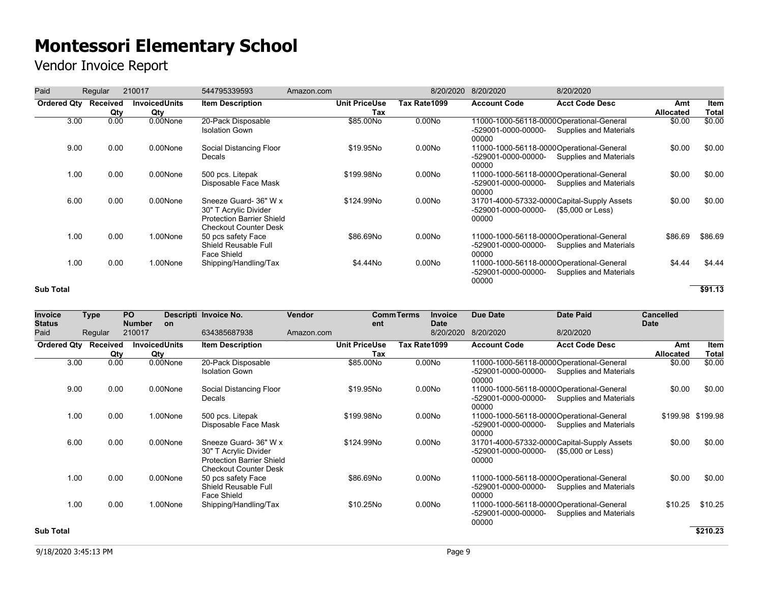# Montessori Elementary School

Vendor Invoice Report

| Invoice Status | Type | PO Number | Description | Invoice No. | Vendor | Comment | Terms | Invoice Date | Due Date | Date Paid | Cancelled Date |
|---|---|---|---|---|---|---|---|---|---|---|---|
| Paid | Regular | 210017 | | 544795339593 | Amazon.com | | | 8/20/2020 | 8/20/2020 | 8/20/2020 | |

| Ordered Qty | Received Qty | Invoiced Qty | Units | Item Description | Unit Price | Use Tax | Tax Rate | 1099 | Account Code | Acct Code Desc | Amt Allocated | Item Total |
|---|---|---|---|---|---|---|---|---|---|---|---|---|
| 3.00 | 0.00 | 0.00 | None | 20-Pack Disposable Isolation Gown | $85.00 | No | 0.00 | No | 11000-1000-56118-0000-529001-0000-00000-00000 | Operational-General Supplies and Materials | $0.00 | $0.00 |
| 9.00 | 0.00 | 0.00 | None | Social Distancing Floor Decals | $19.95 | No | 0.00 | No | 11000-1000-56118-0000-529001-0000-00000-00000 | Operational-General Supplies and Materials | $0.00 | $0.00 |
| 1.00 | 0.00 | 0.00 | None | 500 pcs. Litepak Disposable Face Mask | $199.98 | No | 0.00 | No | 11000-1000-56118-0000-529001-0000-00000-00000 | Operational-General Supplies and Materials | $0.00 | $0.00 |
| 6.00 | 0.00 | 0.00 | None | Sneeze Guard- 36" W x 30" T Acrylic Divider Protection Barrier Shield Checkout Counter Desk | $124.99 | No | 0.00 | No | 31701-4000-57332-0000-529001-0000-00000-00000 | Capital-Supply Assets ($5,000 or Less) | $0.00 | $0.00 |
| 1.00 | 0.00 | 1.00 | None | 50 pcs safety Face Shield Reusable Full Face Shield | $86.69 | No | 0.00 | No | 11000-1000-56118-0000-529001-0000-00000-00000 | Operational-General Supplies and Materials | $86.69 | $86.69 |
| 1.00 | 0.00 | 1.00 | None | Shipping/Handling/Tax | $4.44 | No | 0.00 | No | 11000-1000-56118-0000-529001-0000-00000-00000 | Operational-General Supplies and Materials | $4.44 | $4.44 |
| **Sub Total** | | | | | | | | | | | | **$91.13** |

| Invoice Status | Type | PO Number | Description | Invoice No. | Vendor | Comment | Terms | Invoice Date | Due Date | Date Paid | Cancelled Date |
|---|---|---|---|---|---|---|---|---|---|---|---|
| Paid | Regular | 210017 | | 634385687938 | Amazon.com | | | 8/20/2020 | 8/20/2020 | 8/20/2020 | |

| Ordered Qty | Received Qty | Invoiced Qty | Units | Item Description | Unit Price | Use Tax | Tax Rate | 1099 | Account Code | Acct Code Desc | Amt Allocated | Item Total |
|---|---|---|---|---|---|---|---|---|---|---|---|---|
| 3.00 | 0.00 | 0.00 | None | 20-Pack Disposable Isolation Gown | $85.00 | No | 0.00 | No | 11000-1000-56118-0000-529001-0000-00000-00000 | Operational-General Supplies and Materials | $0.00 | $0.00 |
| 9.00 | 0.00 | 0.00 | None | Social Distancing Floor Decals | $19.95 | No | 0.00 | No | 11000-1000-56118-0000-529001-0000-00000-00000 | Operational-General Supplies and Materials | $0.00 | $0.00 |
| 1.00 | 0.00 | 1.00 | None | 500 pcs. Litepak Disposable Face Mask | $199.98 | No | 0.00 | No | 11000-1000-56118-0000-529001-0000-00000-00000 | Operational-General Supplies and Materials | $199.98 | $199.98 |
| 6.00 | 0.00 | 0.00 | None | Sneeze Guard- 36" W x 30" T Acrylic Divider Protection Barrier Shield Checkout Counter Desk | $124.99 | No | 0.00 | No | 31701-4000-57332-0000-529001-0000-00000-00000 | Capital-Supply Assets ($5,000 or Less) | $0.00 | $0.00 |
| 1.00 | 0.00 | 0.00 | None | 50 pcs safety Face Shield Reusable Full Face Shield | $86.69 | No | 0.00 | No | 11000-1000-56118-0000-529001-0000-00000-00000 | Operational-General Supplies and Materials | $0.00 | $0.00 |
| 1.00 | 0.00 | 1.00 | None | Shipping/Handling/Tax | $10.25 | No | 0.00 | No | 11000-1000-56118-0000-529001-0000-00000-00000 | Operational-General Supplies and Materials | $10.25 | $10.25 |
| **Sub Total** | | | | | | | | | | | | **$210.23** |

9/18/2020 3:45:13 PM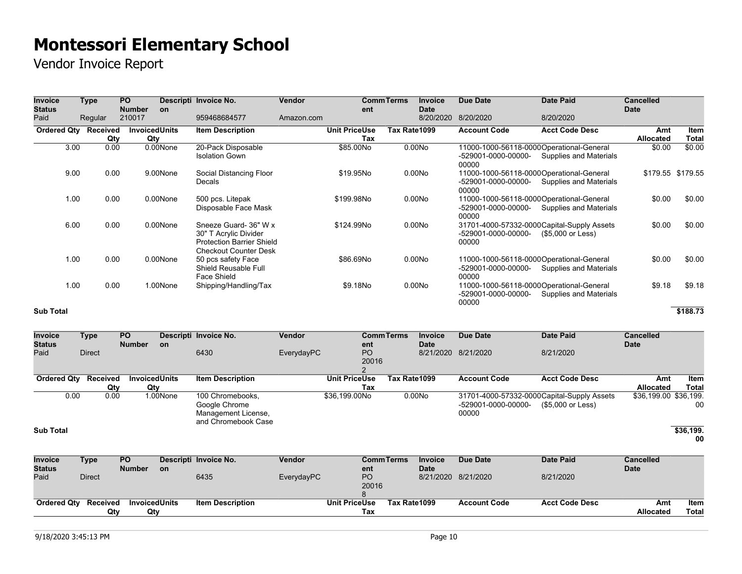# Montessori Elementary School

Vendor Invoice Report

| Invoice Status | Type | PO Number | Description | Invoice No. | Vendor | Comment | Terms | Invoice Date | Due Date | Date Paid | Cancelled Date |
|---|---|---|---|---|---|---|---|---|---|---|---|
| Paid | Regular | 210017 | | 959468684577 | Amazon.com | | | 8/20/2020 | 8/20/2020 | 8/20/2020 | |

| Ordered Qty | Received Qty | Invoiced Qty | Units | Item Description | Unit Price | Use Tax | Tax Rate | 1099 | Account Code | Acct Code Desc | Amt Allocated | Item Total |
|---|---|---|---|---|---|---|---|---|---|---|---|---|
| 3.00 | 0.00 | 0.00 | None | 20-Pack Disposable Isolation Gown | $85.00 | No | 0.00 | No | 11000-1000-56118-0000-529001-0000-00000-00000 | Operational-General Supplies and Materials | $0.00 | $0.00 |
| 9.00 | 0.00 | 9.00 | None | Social Distancing Floor Decals | $19.95 | No | 0.00 | No | 11000-1000-56118-0000-529001-0000-00000-00000 | Operational-General Supplies and Materials | $179.55 | $179.55 |
| 1.00 | 0.00 | 0.00 | None | 500 pcs. Litepak Disposable Face Mask | $199.98 | No | 0.00 | No | 11000-1000-56118-0000-529001-0000-00000-00000 | Operational-General Supplies and Materials | $0.00 | $0.00 |
| 6.00 | 0.00 | 0.00 | None | Sneeze Guard- 36" W x 30" T Acrylic Divider Protection Barrier Shield Checkout Counter Desk | $124.99 | No | 0.00 | No | 31701-4000-57332-0000-529001-0000-00000-00000 | Capital-Supply Assets ($5,000 or Less) | $0.00 | $0.00 |
| 1.00 | 0.00 | 0.00 | None | 50 pcs safety Face Shield Reusable Full Face Shield | $86.69 | No | 0.00 | No | 11000-1000-56118-0000-529001-0000-00000-00000 | Operational-General Supplies and Materials | $0.00 | $0.00 |
| 1.00 | 0.00 | 1.00 | None | Shipping/Handling/Tax | $9.18 | No | 0.00 | No | 11000-1000-56118-0000-529001-0000-00000-00000 | Operational-General Supplies and Materials | $9.18 | $9.18 |
| **Sub Total** | | | | | | | | | | | | **$188.73** |

| Invoice Status | Type | PO Number | Description | Invoice No. | Vendor | Comment | Terms | Invoice Date | Due Date | Date Paid | Cancelled Date |
|---|---|---|---|---|---|---|---|---|---|---|---|
| Paid | Direct | | | 6430 | EverydayPC | PO 200162 | | 8/21/2020 | 8/21/2020 | 8/21/2020 | |

| Ordered Qty | Received Qty | Invoiced Qty | Units | Item Description | Unit Price | Use Tax | Tax Rate | 1099 | Account Code | Acct Code Desc | Amt Allocated | Item Total |
|---|---|---|---|---|---|---|---|---|---|---|---|---|
| 0.00 | 0.00 | 1.00 | None | 100 Chromebooks, Google Chrome Management License, and Chromebook Case | $36,199.00 | No | 0.00 | No | 31701-4000-57332-0000-529001-0000-00000-00000 | Capital-Supply Assets ($5,000 or Less) | $36,199.00 | $36,199.00 |
| **Sub Total** | | | | | | | | | | | | **$36,199.00** |

| Invoice Status | Type | PO Number | Description | Invoice No. | Vendor | Comment | Terms | Invoice Date | Due Date | Date Paid | Cancelled Date |
|---|---|---|---|---|---|---|---|---|---|---|---|
| Paid | Direct | | | 6435 | EverydayPC | PO 200168 | | 8/21/2020 | 8/21/2020 | 8/21/2020 | |

| Ordered Qty | Received Qty | Invoiced Qty | Units | Item Description | Unit Price | Use Tax | Tax Rate | 1099 | Account Code | Acct Code Desc | Amt Allocated | Item Total |
|---|---|---|---|---|---|---|---|---|---|---|---|---|

9/18/2020 3:45:13 PM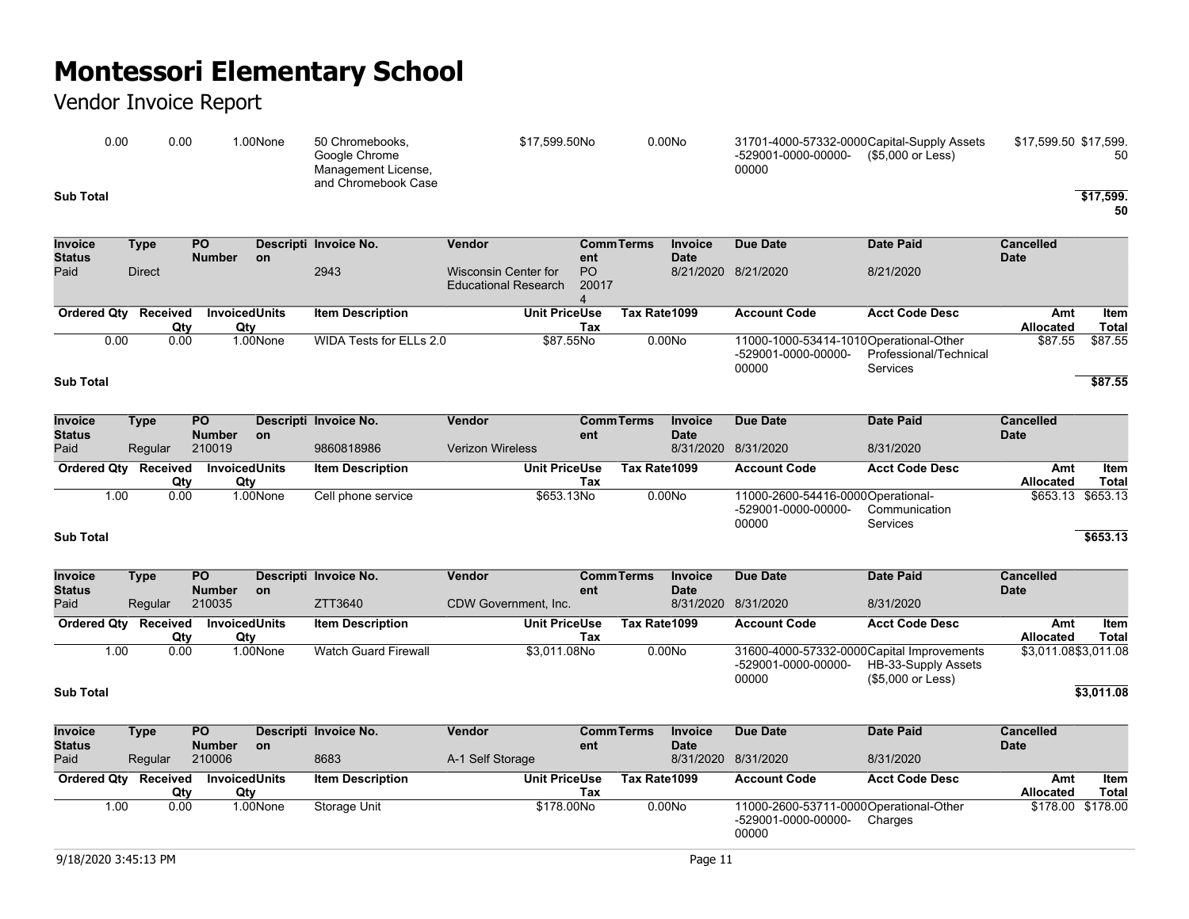# Montessori Elementary School

Vendor Invoice Report

| Ordered Qty | Received Qty | Invoiced Qty | Units | Item Description | Unit Price | Use Tax | Tax Rate | 1099 | Account Code | Acct Code Desc | Amt Allocated | Item Total |
|---|---|---|---|---|---|---|---|---|---|---|---|---|
| 0.00 | 0.00 | 1.00 | None | 50 Chromebooks, Google Chrome Management License, and Chromebook Case | $17,599.50 | No | 0.00 | No | 31701-4000-57332-0000-529001-0000-00000-00000 | Capital-Supply Assets ($5,000 or Less) | $17,599.50 | $17,599.50 |
| **Sub Total** | | | | | | | | | | | | **$17,599.50** |

| Invoice Status | Type | PO Number | Description | Invoice No. | Vendor | Comment | Terms | Invoice Date | Due Date | Date Paid | Cancelled Date |
|---|---|---|---|---|---|---|---|---|---|---|---|
| Paid | Direct | | | 2943 | Wisconsin Center for Educational Research | PO 200174 | | 8/21/2020 | 8/21/2020 | 8/21/2020 | |

| Ordered Qty | Received Qty | Invoiced Qty | Units | Item Description | Unit Price | Use Tax | Tax Rate | 1099 | Account Code | Acct Code Desc | Amt Allocated | Item Total |
|---|---|---|---|---|---|---|---|---|---|---|---|---|
| 0.00 | 0.00 | 1.00 | None | WIDA Tests for ELLs 2.0 | $87.55 | No | 0.00 | No | 11000-1000-53414-1010-529001-0000-00000-00000 | Operational-Other Professional/Technical Services | $87.55 | $87.55 |
| **Sub Total** | | | | | | | | | | | | **$87.55** |

| Invoice Status | Type | PO Number | Description | Invoice No. | Vendor | Comment | Terms | Invoice Date | Due Date | Date Paid | Cancelled Date |
|---|---|---|---|---|---|---|---|---|---|---|---|
| Paid | Regular | 210019 | | 9860818986 | Verizon Wireless | | | 8/31/2020 | 8/31/2020 | 8/31/2020 | |

| Ordered Qty | Received Qty | Invoiced Qty | Units | Item Description | Unit Price | Use Tax | Tax Rate | 1099 | Account Code | Acct Code Desc | Amt Allocated | Item Total |
|---|---|---|---|---|---|---|---|---|---|---|---|---|
| 1.00 | 0.00 | 1.00 | None | Cell phone service | $653.13 | No | 0.00 | No | 11000-2600-54416-0000-529001-0000-00000-00000 | Operational-Communication Services | $653.13 | $653.13 |
| **Sub Total** | | | | | | | | | | | | **$653.13** |

| Invoice Status | Type | PO Number | Description | Invoice No. | Vendor | Comment | Terms | Invoice Date | Due Date | Date Paid | Cancelled Date |
|---|---|---|---|---|---|---|---|---|---|---|---|
| Paid | Regular | 210035 | | ZTT3640 | CDW Government, Inc. | | | 8/31/2020 | 8/31/2020 | 8/31/2020 | |

| Ordered Qty | Received Qty | Invoiced Qty | Units | Item Description | Unit Price | Use Tax | Tax Rate | 1099 | Account Code | Acct Code Desc | Amt Allocated | Item Total |
|---|---|---|---|---|---|---|---|---|---|---|---|---|
| 1.00 | 0.00 | 1.00 | None | Watch Guard Firewall | $3,011.08 | No | 0.00 | No | 31600-4000-57332-0000-529001-0000-00000-00000 | Capital Improvements HB-33-Supply Assets ($5,000 or Less) | $3,011.08 | $3,011.08 |
| **Sub Total** | | | | | | | | | | | | **$3,011.08** |

| Invoice Status | Type | PO Number | Description | Invoice No. | Vendor | Comment | Terms | Invoice Date | Due Date | Date Paid | Cancelled Date |
|---|---|---|---|---|---|---|---|---|---|---|---|
| Paid | Regular | 210006 | | 8683 | A-1 Self Storage | | | 8/31/2020 | 8/31/2020 | 8/31/2020 | |

| Ordered Qty | Received Qty | Invoiced Qty | Units | Item Description | Unit Price | Use Tax | Tax Rate | 1099 | Account Code | Acct Code Desc | Amt Allocated | Item Total |
|---|---|---|---|---|---|---|---|---|---|---|---|---|
| 1.00 | 0.00 | 1.00 | None | Storage Unit | $178.00 | No | 0.00 | No | 11000-2600-53711-0000-529001-0000-00000-00000 | Operational-Other Charges | $178.00 | $178.00 |

9/18/2020 3:45:13 PM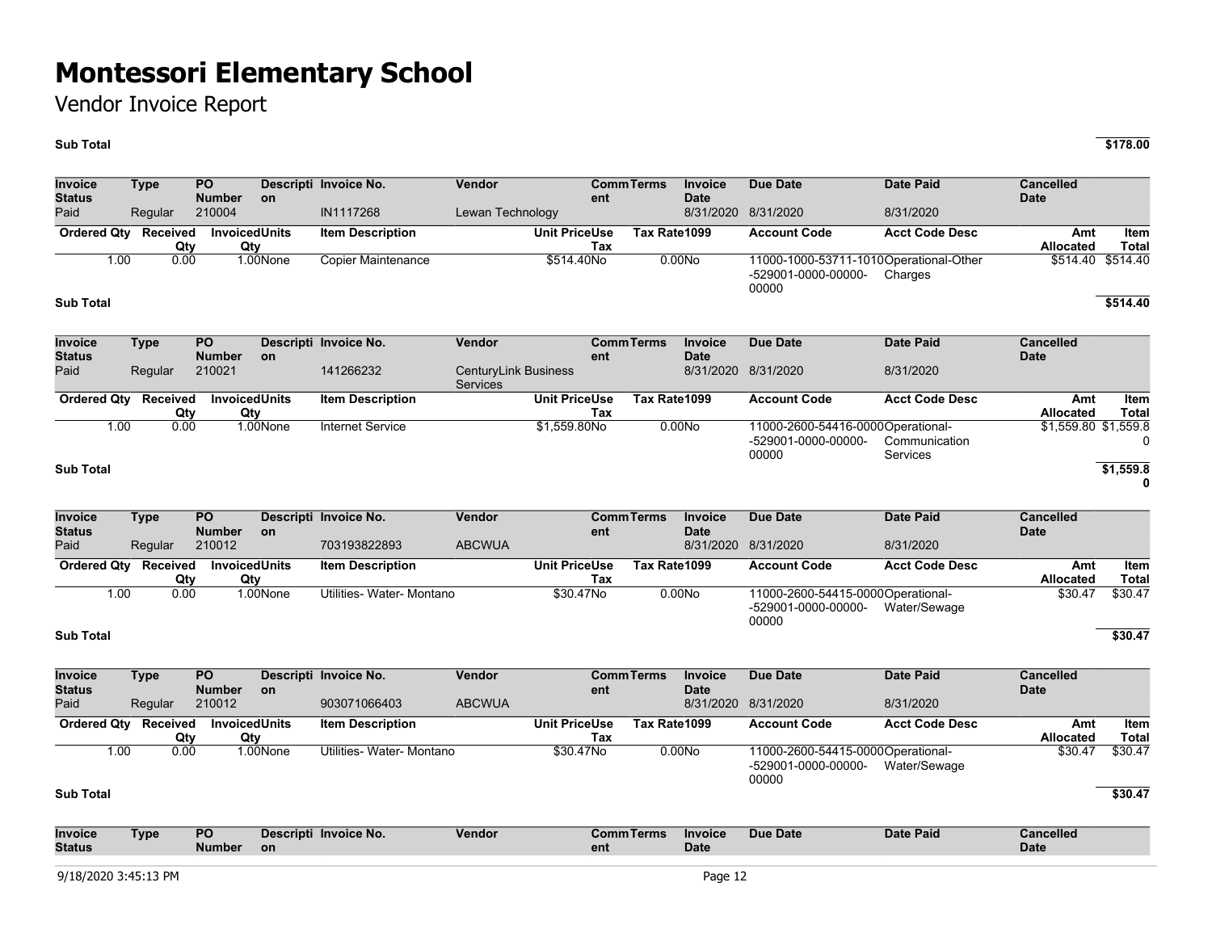# Montessori Elementary School

Vendor Invoice Report

**Sub Total** **$178.00**

| Invoice Status | Type | PO Number | Description | Invoice No. | Vendor | Comment | Terms | Invoice Date | Due Date | Date Paid | Cancelled Date |
|---|---|---|---|---|---|---|---|---|---|---|---|
| Paid | Regular | 210004 | | IN1117268 | Lewan Technology | | | 8/31/2020 | 8/31/2020 | 8/31/2020 | |

| Ordered Qty | Received Qty | Invoiced Qty | Units | Item Description | Unit Price | Use Tax | Tax Rate | 1099 | Account Code | Acct Code Desc | Amt Allocated | Item Total |
|---|---|---|---|---|---|---|---|---|---|---|---|---|
| 1.00 | 0.00 | 1.00 | None | Copier Maintenance | $514.40 | No | 0.00 | No | 11000-1000-53711-1010-529001-0000-00000-00000 | Operational-Other Charges | $514.40 | $514.40 |

**Sub Total** **$514.40**

| Invoice Status | Type | PO Number | Description | Invoice No. | Vendor | Comment | Terms | Invoice Date | Due Date | Date Paid | Cancelled Date |
|---|---|---|---|---|---|---|---|---|---|---|---|
| Paid | Regular | 210021 | | 141266232 | CenturyLink Business Services | | | 8/31/2020 | 8/31/2020 | 8/31/2020 | |

| Ordered Qty | Received Qty | Invoiced Qty | Units | Item Description | Unit Price | Use Tax | Tax Rate | 1099 | Account Code | Acct Code Desc | Amt Allocated | Item Total |
|---|---|---|---|---|---|---|---|---|---|---|---|---|
| 1.00 | 0.00 | 1.00 | None | Internet Service | $1,559.80 | No | 0.00 | No | 11000-2600-54416-0000-529001-0000-00000-00000 | Operational-Communication Services | $1,559.80 | $1,559.80 |

**Sub Total** **$1,559.80**

| Invoice Status | Type | PO Number | Description | Invoice No. | Vendor | Comment | Terms | Invoice Date | Due Date | Date Paid | Cancelled Date |
|---|---|---|---|---|---|---|---|---|---|---|---|
| Paid | Regular | 210012 | | 703193822893 | ABCWUA | | | 8/31/2020 | 8/31/2020 | 8/31/2020 | |

| Ordered Qty | Received Qty | Invoiced Qty | Units | Item Description | Unit Price | Use Tax | Tax Rate | 1099 | Account Code | Acct Code Desc | Amt Allocated | Item Total |
|---|---|---|---|---|---|---|---|---|---|---|---|---|
| 1.00 | 0.00 | 1.00 | None | Utilities- Water- Montano | $30.47 | No | 0.00 | No | 11000-2600-54415-0000-529001-0000-00000-00000 | Operational-Water/Sewage | $30.47 | $30.47 |

**Sub Total** **$30.47**

| Invoice Status | Type | PO Number | Description | Invoice No. | Vendor | Comment | Terms | Invoice Date | Due Date | Date Paid | Cancelled Date |
|---|---|---|---|---|---|---|---|---|---|---|---|
| Paid | Regular | 210012 | | 903071066403 | ABCWUA | | | 8/31/2020 | 8/31/2020 | 8/31/2020 | |

| Ordered Qty | Received Qty | Invoiced Qty | Units | Item Description | Unit Price | Use Tax | Tax Rate | 1099 | Account Code | Acct Code Desc | Amt Allocated | Item Total |
|---|---|---|---|---|---|---|---|---|---|---|---|---|
| 1.00 | 0.00 | 1.00 | None | Utilities- Water- Montano | $30.47 | No | 0.00 | No | 11000-2600-54415-0000-529001-0000-00000-00000 | Operational-Water/Sewage | $30.47 | $30.47 |

**Sub Total** **$30.47**

| Invoice Status | Type | PO Number | Description | Invoice No. | Vendor | Comment | Terms | Invoice Date | Due Date | Date Paid | Cancelled Date |
|---|---|---|---|---|---|---|---|---|---|---|---|

9/18/2020 3:45:13 PM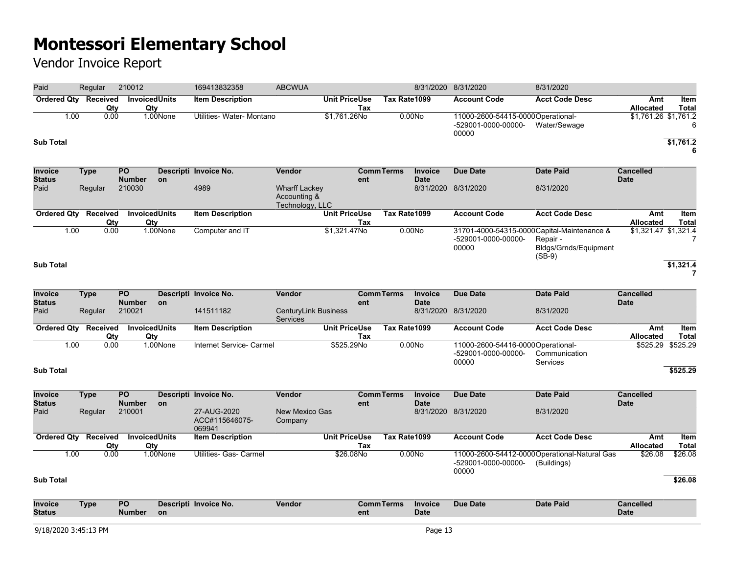# Montessori Elementary School

Vendor Invoice Report

| Paid | Regular | 210012 | | 169413832358 | ABCWUA | | | 8/31/2020 | 8/31/2020 | 8/31/2020 | |
|---|---|---|---|---|---|---|---|---|---|---|---|

| Ordered Qty | Received Qty | Invoiced Qty | Units | Item Description | Unit Price | Use Tax | Tax Rate | 1099 | Account Code | Acct Code Desc | Amt Allocated | Item Total |
|---|---|---|---|---|---|---|---|---|---|---|---|---|
| 1.00 | 0.00 | 1.00 | None | Utilities- Water- Montano | $1,761.26 | No | 0.00 | No | 11000-2600-54415-0000-529001-0000-00000-00000 | Operational-Water/Sewage | $1,761.26 | $1,761.26 |

**Sub Total** $1,761.26

| Invoice Status | Type | PO Number | Description | Invoice No. | Vendor | Comment | Terms | Invoice Date | Due Date | Date Paid | Cancelled Date |
|---|---|---|---|---|---|---|---|---|---|---|---|
| Paid | Regular | 210030 | | 4989 | Wharff Lackey Accounting & Technology, LLC | | | 8/31/2020 | 8/31/2020 | 8/31/2020 | |

| Ordered Qty | Received Qty | Invoiced Qty | Units | Item Description | Unit Price | Use Tax | Tax Rate | 1099 | Account Code | Acct Code Desc | Amt Allocated | Item Total |
|---|---|---|---|---|---|---|---|---|---|---|---|---|
| 1.00 | 0.00 | 1.00 | None | Computer and IT | $1,321.47 | No | 0.00 | No | 31701-4000-54315-0000-529001-0000-00000-00000 | Capital-Maintenance & Repair - Bldgs/Grnds/Equipment (SB-9) | $1,321.47 | $1,321.47 |

**Sub Total** $1,321.47

| Invoice Status | Type | PO Number | Description | Invoice No. | Vendor | Comment | Terms | Invoice Date | Due Date | Date Paid | Cancelled Date |
|---|---|---|---|---|---|---|---|---|---|---|---|
| Paid | Regular | 210021 | | 141511182 | CenturyLink Business Services | | | 8/31/2020 | 8/31/2020 | 8/31/2020 | |

| Ordered Qty | Received Qty | Invoiced Qty | Units | Item Description | Unit Price | Use Tax | Tax Rate | 1099 | Account Code | Acct Code Desc | Amt Allocated | Item Total |
|---|---|---|---|---|---|---|---|---|---|---|---|---|
| 1.00 | 0.00 | 1.00 | None | Internet Service- Carmel | $525.29 | No | 0.00 | No | 11000-2600-54416-0000-529001-0000-00000-00000 | Operational-Communication Services | $525.29 | $525.29 |

**Sub Total** $525.29

| Invoice Status | Type | PO Number | Description | Invoice No. | Vendor | Comment | Terms | Invoice Date | Due Date | Date Paid | Cancelled Date |
|---|---|---|---|---|---|---|---|---|---|---|---|
| Paid | Regular | 210001 | | 27-AUG-2020 ACC#115646075-069941 | New Mexico Gas Company | | | 8/31/2020 | 8/31/2020 | 8/31/2020 | |

| Ordered Qty | Received Qty | Invoiced Qty | Units | Item Description | Unit Price | Use Tax | Tax Rate | 1099 | Account Code | Acct Code Desc | Amt Allocated | Item Total |
|---|---|---|---|---|---|---|---|---|---|---|---|---|
| 1.00 | 0.00 | 1.00 | None | Utilities- Gas- Carmel | $26.08 | No | 0.00 | No | 11000-2600-54412-0000-529001-0000-00000-00000 | Operational-Natural Gas (Buildings) | $26.08 | $26.08 |

**Sub Total** $26.08

| Invoice Status | Type | PO Number | Description | Invoice No. | Vendor | Comment | Terms | Invoice Date | Due Date | Date Paid | Cancelled Date |
|---|---|---|---|---|---|---|---|---|---|---|---|

9/18/2020 3:45:13 PM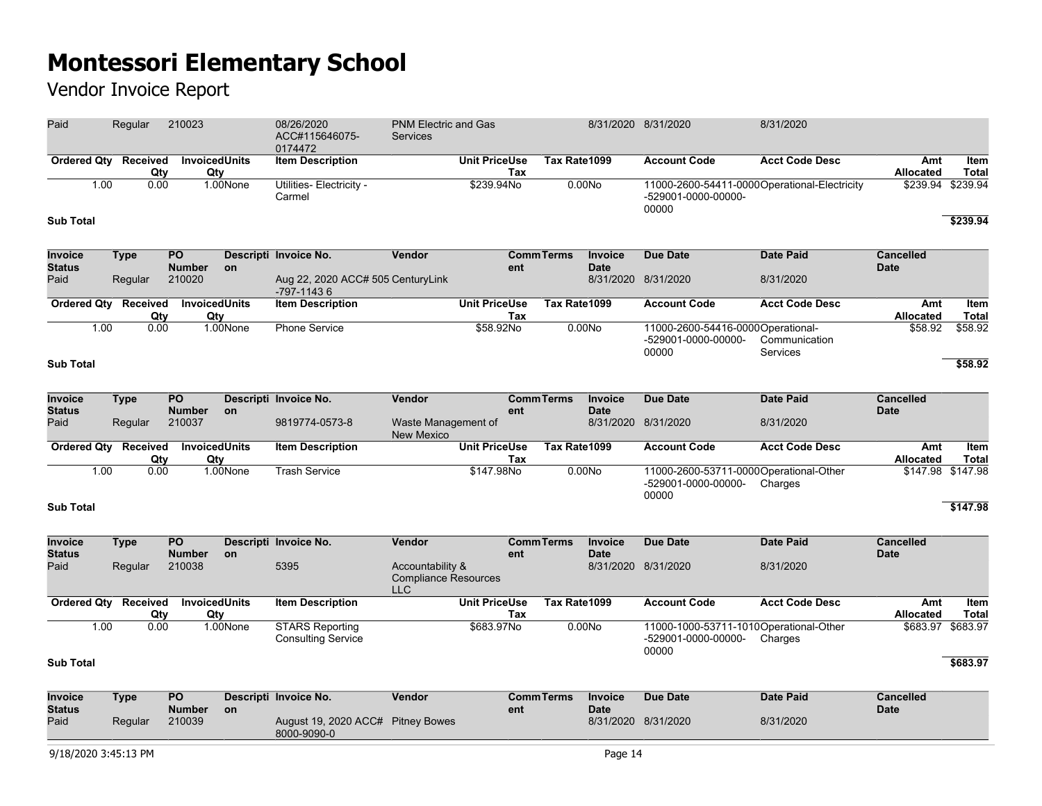# Montessori Elementary School

Vendor Invoice Report

| Invoice Status | Type | PO Number | Description | Invoice No. | Vendor | Comment | Terms | Invoice Date | Due Date | Date Paid | Cancelled Date |
|---|---|---|---|---|---|---|---|---|---|---|---|
| Paid | Regular | 210023 | | 08/26/2020 ACC#115646075-0174472 | PNM Electric and Gas Services | | | 8/31/2020 | 8/31/2020 | 8/31/2020 | |

| Ordered Qty | Received Qty | Invoiced Qty | Units | Item Description | Unit Price | Use Tax | Tax Rate | 1099 | Account Code | Acct Code Desc | Amt Allocated | Item Total |
|---|---|---|---|---|---|---|---|---|---|---|---|---|
| 1.00 | 0.00 | 1.00 | None | Utilities- Electricity - Carmel | $239.94 | No | 0.00 | No | 11000-2600-54411-0000-529001-0000-00000-00000 | Operational-Electricity | $239.94 | $239.94 |

**Sub Total** **$239.94**

| Invoice Status | Type | PO Number | Description | Invoice No. | Vendor | Comment | Terms | Invoice Date | Due Date | Date Paid | Cancelled Date |
|---|---|---|---|---|---|---|---|---|---|---|---|
| Paid | Regular | 210020 | | Aug 22, 2020 ACC# 505-797-1143 6 | CenturyLink | | | 8/31/2020 | 8/31/2020 | 8/31/2020 | |

| Ordered Qty | Received Qty | Invoiced Qty | Units | Item Description | Unit Price | Use Tax | Tax Rate | 1099 | Account Code | Acct Code Desc | Amt Allocated | Item Total |
|---|---|---|---|---|---|---|---|---|---|---|---|---|
| 1.00 | 0.00 | 1.00 | None | Phone Service | $58.92 | No | 0.00 | No | 11000-2600-54416-0000-529001-0000-00000-00000 | Operational-Communication Services | $58.92 | $58.92 |

**Sub Total** **$58.92**

| Invoice Status | Type | PO Number | Description | Invoice No. | Vendor | Comment | Terms | Invoice Date | Due Date | Date Paid | Cancelled Date |
|---|---|---|---|---|---|---|---|---|---|---|---|
| Paid | Regular | 210037 | | 9819774-0573-8 | Waste Management of New Mexico | | | 8/31/2020 | 8/31/2020 | 8/31/2020 | |

| Ordered Qty | Received Qty | Invoiced Qty | Units | Item Description | Unit Price | Use Tax | Tax Rate | 1099 | Account Code | Acct Code Desc | Amt Allocated | Item Total |
|---|---|---|---|---|---|---|---|---|---|---|---|---|
| 1.00 | 0.00 | 1.00 | None | Trash Service | $147.98 | No | 0.00 | No | 11000-2600-53711-0000-529001-0000-00000-00000 | Operational-Other Charges | $147.98 | $147.98 |

**Sub Total** **$147.98**

| Invoice Status | Type | PO Number | Description | Invoice No. | Vendor | Comment | Terms | Invoice Date | Due Date | Date Paid | Cancelled Date |
|---|---|---|---|---|---|---|---|---|---|---|---|
| Paid | Regular | 210038 | | 5395 | Accountability & Compliance Resources LLC | | | 8/31/2020 | 8/31/2020 | 8/31/2020 | |

| Ordered Qty | Received Qty | Invoiced Qty | Units | Item Description | Unit Price | Use Tax | Tax Rate | 1099 | Account Code | Acct Code Desc | Amt Allocated | Item Total |
|---|---|---|---|---|---|---|---|---|---|---|---|---|
| 1.00 | 0.00 | 1.00 | None | STARS Reporting Consulting Service | $683.97 | No | 0.00 | No | 11000-1000-53711-1010-529001-0000-00000-00000 | Operational-Other Charges | $683.97 | $683.97 |

**Sub Total** **$683.97**

| Invoice Status | Type | PO Number | Description | Invoice No. | Vendor | Comment | Terms | Invoice Date | Due Date | Date Paid | Cancelled Date |
|---|---|---|---|---|---|---|---|---|---|---|---|
| Paid | Regular | 210039 | | August 19, 2020 ACC# 8000-9090-0 | Pitney Bowes | | | 8/31/2020 | 8/31/2020 | 8/31/2020 | |

9/18/2020 3:45:13 PM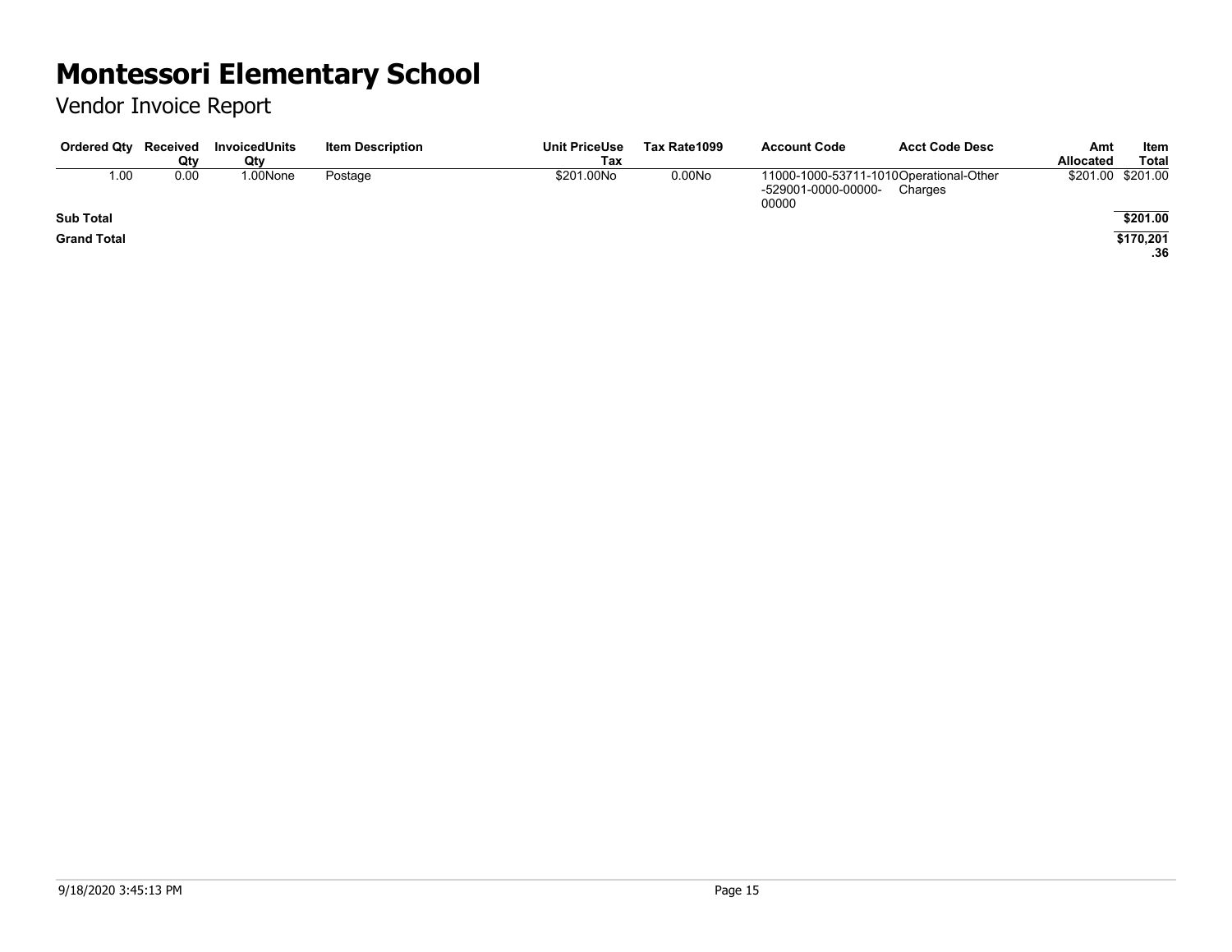# Montessori Elementary School

Vendor Invoice Report

| Ordered Qty | Received Qty | Invoiced Qty | Units | Item Description | Unit Price | Use Tax | Tax Rate | 1099 | Account Code | Acct Code Desc | Amt Allocated | Item Total |
|---|---|---|---|---|---|---|---|---|---|---|---|---|
| 1.00 | 0.00 | 1.00 | None | Postage | $201.00 | No | 0.00 | No | 11000-1000-53711-1010-529001-0000-00000-00000 | Operational-Other Charges | $201.00 | $201.00 |
| **Sub Total** | | | | | | | | | | | | **$201.00** |
| **Grand Total** | | | | | | | | | | | | **$170,201.36** |

9/18/2020 3:45:13 PM